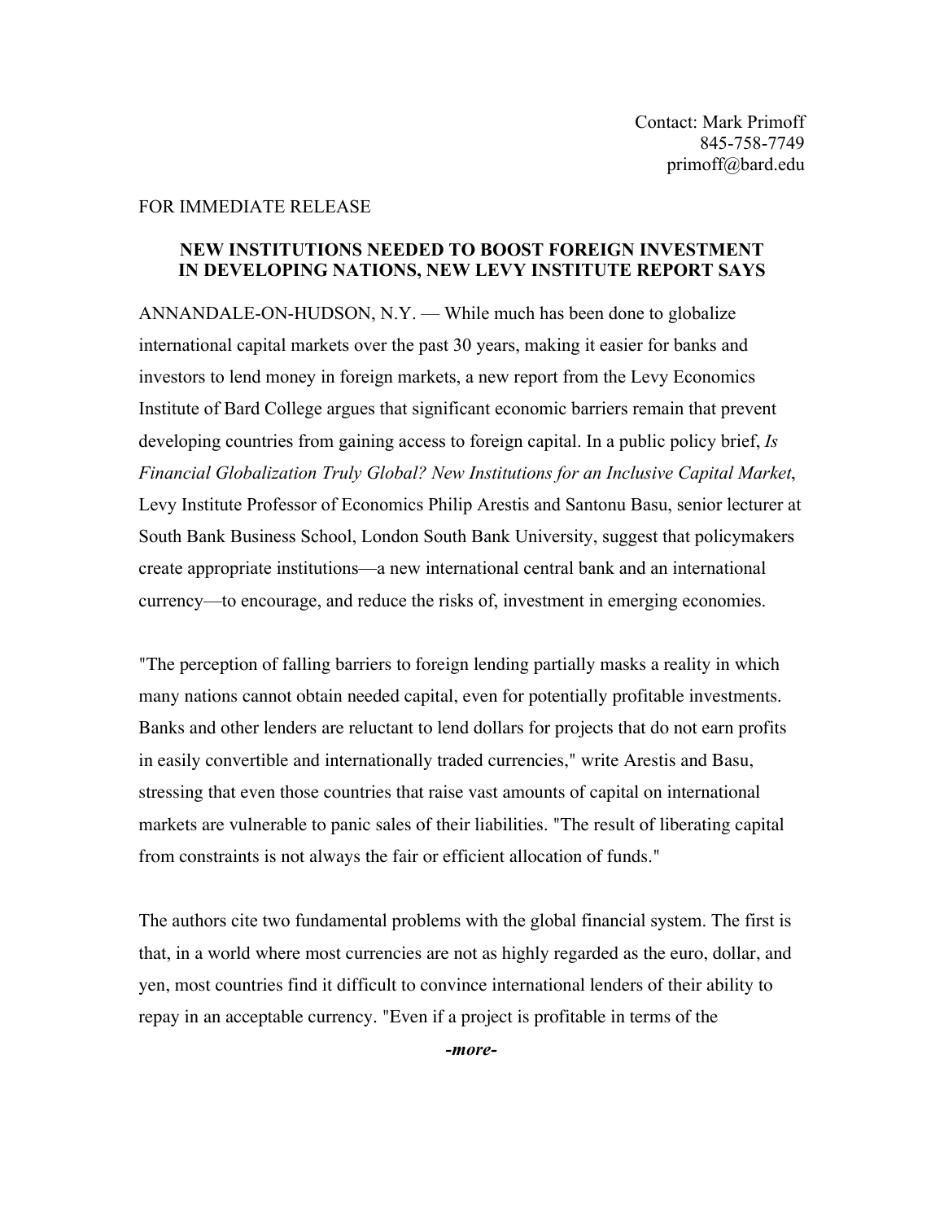Contact: Mark Primoff
845-758-7749
primoff@bard.edu

FOR IMMEDIATE RELEASE

**NEW INSTITUTIONS NEEDED TO BOOST FOREIGN INVESTMENT IN DEVELOPING NATIONS, NEW LEVY INSTITUTE REPORT SAYS**

ANNANDALE-ON-HUDSON, N.Y. — While much has been done to globalize international capital markets over the past 30 years, making it easier for banks and investors to lend money in foreign markets, a new report from the Levy Economics Institute of Bard College argues that significant economic barriers remain that prevent developing countries from gaining access to foreign capital. In a public policy brief, *Is Financial Globalization Truly Global? New Institutions for an Inclusive Capital Market*, Levy Institute Professor of Economics Philip Arestis and Santonu Basu, senior lecturer at South Bank Business School, London South Bank University, suggest that policymakers create appropriate institutions—a new international central bank and an international currency—to encourage, and reduce the risks of, investment in emerging economies.

"The perception of falling barriers to foreign lending partially masks a reality in which many nations cannot obtain needed capital, even for potentially profitable investments. Banks and other lenders are reluctant to lend dollars for projects that do not earn profits in easily convertible and internationally traded currencies," write Arestis and Basu, stressing that even those countries that raise vast amounts of capital on international markets are vulnerable to panic sales of their liabilities. "The result of liberating capital from constraints is not always the fair or efficient allocation of funds."

The authors cite two fundamental problems with the global financial system. The first is that, in a world where most currencies are not as highly regarded as the euro, dollar, and yen, most countries find it difficult to convince international lenders of their ability to repay in an acceptable currency. "Even if a project is profitable in terms of the

***-more-***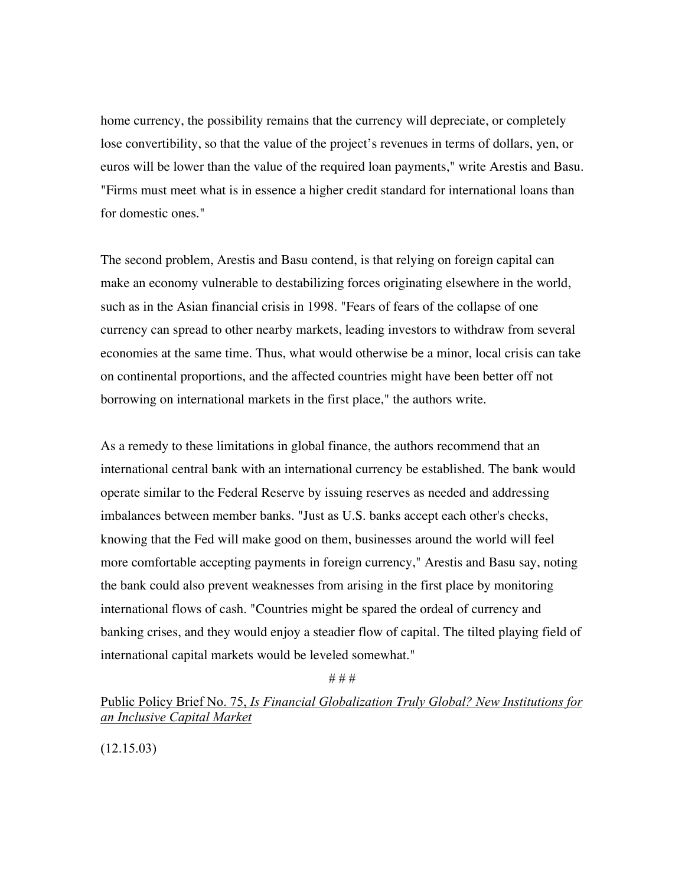home currency, the possibility remains that the currency will depreciate, or completely lose convertibility, so that the value of the project's revenues in terms of dollars, yen, or euros will be lower than the value of the required loan payments," write Arestis and Basu. "Firms must meet what is in essence a higher credit standard for international loans than for domestic ones."

The second problem, Arestis and Basu contend, is that relying on foreign capital can make an economy vulnerable to destabilizing forces originating elsewhere in the world, such as in the Asian financial crisis in 1998. "Fears of fears of the collapse of one currency can spread to other nearby markets, leading investors to withdraw from several economies at the same time. Thus, what would otherwise be a minor, local crisis can take on continental proportions, and the affected countries might have been better off not borrowing on international markets in the first place," the authors write.

As a remedy to these limitations in global finance, the authors recommend that an international central bank with an international currency be established. The bank would operate similar to the Federal Reserve by issuing reserves as needed and addressing imbalances between member banks. "Just as U.S. banks accept each other's checks, knowing that the Fed will make good on them, businesses around the world will feel more comfortable accepting payments in foreign currency," Arestis and Basu say, noting the bank could also prevent weaknesses from arising in the first place by monitoring international flows of cash. "Countries might be spared the ordeal of currency and banking crises, and they would enjoy a steadier flow of capital. The tilted playing field of international capital markets would be leveled somewhat."

# # #

Public Policy Brief No. 75, *Is Financial Globalization Truly Global? New Institutions for an Inclusive Capital Market*

(12.15.03)